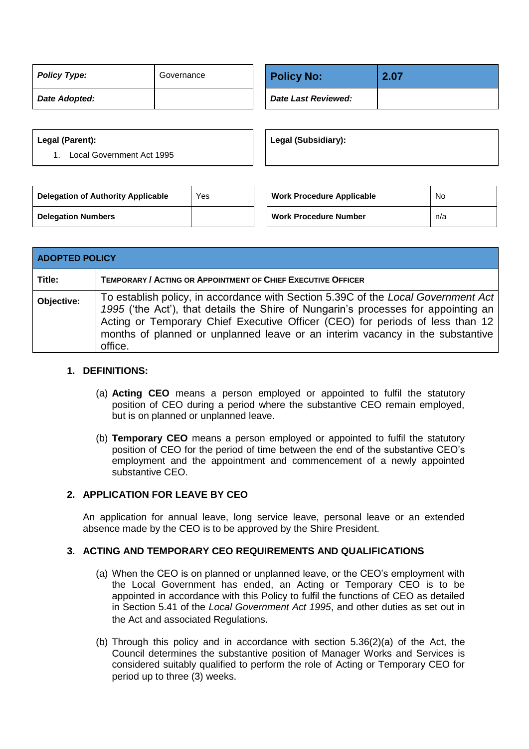| *Policy Type:* | Governance |
|---|---|
| *Date Adopted:* | |

| **Policy No:** | **2.07** |
|---|---|
| *Date Last Reviewed:* | |

| **Legal (Parent):** |
|---|
| 1. Local Government Act 1995 |

| **Legal (Subsidiary):** |
|---|
| |

| **Delegation of Authority Applicable** | Yes |
|---|---|
| **Delegation Numbers** | |

| **Work Procedure Applicable** | No |
|---|---|
| **Work Procedure Number** | n/a |

| **ADOPTED POLICY** | |
|---|---|
| **Title:** | **TEMPORARY / ACTING OR APPOINTMENT OF CHIEF EXECUTIVE OFFICER** |
| **Objective:** | To establish policy, in accordance with Section 5.39C of the *Local Government Act 1995* ('the Act'), that details the Shire of Nungarin's processes for appointing an Acting or Temporary Chief Executive Officer (CEO) for periods of less than 12 months of planned or unplanned leave or an interim vacancy in the substantive office. |

## 1. DEFINITIONS:

(a) **Acting CEO** means a person employed or appointed to fulfil the statutory position of CEO during a period where the substantive CEO remain employed, but is on planned or unplanned leave.

(b) **Temporary CEO** means a person employed or appointed to fulfil the statutory position of CEO for the period of time between the end of the substantive CEO's employment and the appointment and commencement of a newly appointed substantive CEO.

## 2. APPLICATION FOR LEAVE BY CEO

An application for annual leave, long service leave, personal leave or an extended absence made by the CEO is to be approved by the Shire President.

## 3. ACTING AND TEMPORARY CEO REQUIREMENTS AND QUALIFICATIONS

(a) When the CEO is on planned or unplanned leave, or the CEO's employment with the Local Government has ended, an Acting or Temporary CEO is to be appointed in accordance with this Policy to fulfil the functions of CEO as detailed in Section 5.41 of the *Local Government Act 1995*, and other duties as set out in the Act and associated Regulations.

(b) Through this policy and in accordance with section 5.36(2)(a) of the Act, the Council determines the substantive position of Manager Works and Services is considered suitably qualified to perform the role of Acting or Temporary CEO for period up to three (3) weeks.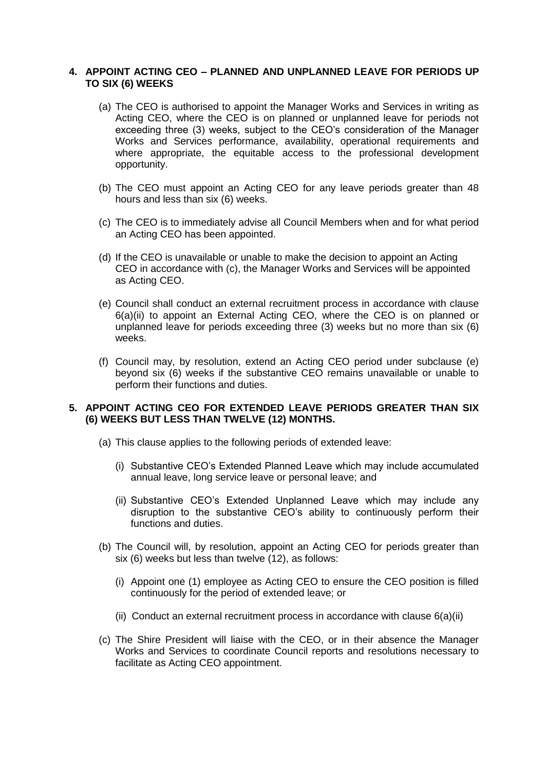## 4. APPOINT ACTING CEO – PLANNED AND UNPLANNED LEAVE FOR PERIODS UP TO SIX (6) WEEKS

(a) The CEO is authorised to appoint the Manager Works and Services in writing as Acting CEO, where the CEO is on planned or unplanned leave for periods not exceeding three (3) weeks, subject to the CEO's consideration of the Manager Works and Services performance, availability, operational requirements and where appropriate, the equitable access to the professional development opportunity.

(b) The CEO must appoint an Acting CEO for any leave periods greater than 48 hours and less than six (6) weeks.

(c) The CEO is to immediately advise all Council Members when and for what period an Acting CEO has been appointed.

(d) If the CEO is unavailable or unable to make the decision to appoint an Acting CEO in accordance with (c), the Manager Works and Services will be appointed as Acting CEO.

(e) Council shall conduct an external recruitment process in accordance with clause 6(a)(ii) to appoint an External Acting CEO, where the CEO is on planned or unplanned leave for periods exceeding three (3) weeks but no more than six (6) weeks.

(f) Council may, by resolution, extend an Acting CEO period under subclause (e) beyond six (6) weeks if the substantive CEO remains unavailable or unable to perform their functions and duties.

## 5. APPOINT ACTING CEO FOR EXTENDED LEAVE PERIODS GREATER THAN SIX (6) WEEKS BUT LESS THAN TWELVE (12) MONTHS.

(a) This clause applies to the following periods of extended leave:

(i) Substantive CEO's Extended Planned Leave which may include accumulated annual leave, long service leave or personal leave; and

(ii) Substantive CEO's Extended Unplanned Leave which may include any disruption to the substantive CEO's ability to continuously perform their functions and duties.

(b) The Council will, by resolution, appoint an Acting CEO for periods greater than six (6) weeks but less than twelve (12), as follows:

(i) Appoint one (1) employee as Acting CEO to ensure the CEO position is filled continuously for the period of extended leave; or

(ii) Conduct an external recruitment process in accordance with clause 6(a)(ii)

(c) The Shire President will liaise with the CEO, or in their absence the Manager Works and Services to coordinate Council reports and resolutions necessary to facilitate as Acting CEO appointment.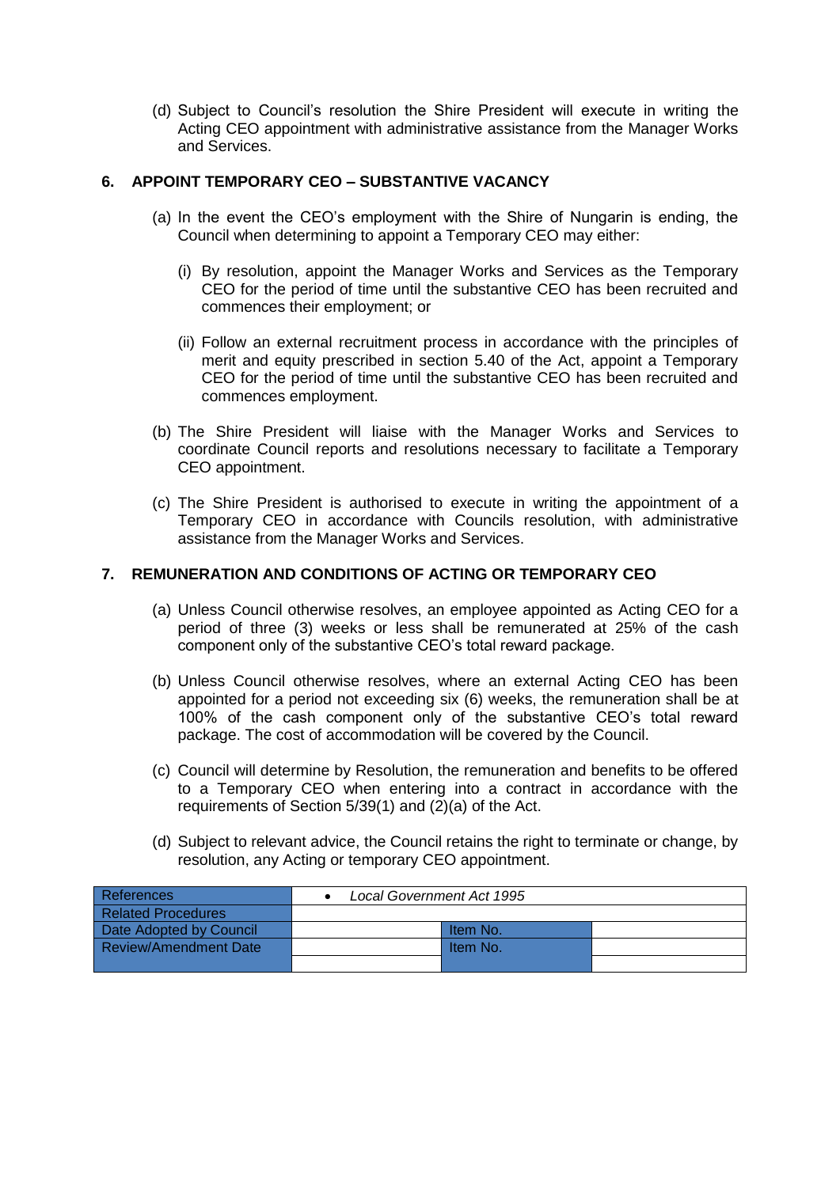(d) Subject to Council's resolution the Shire President will execute in writing the Acting CEO appointment with administrative assistance from the Manager Works and Services.

## 6. APPOINT TEMPORARY CEO – SUBSTANTIVE VACANCY

(a) In the event the CEO's employment with the Shire of Nungarin is ending, the Council when determining to appoint a Temporary CEO may either:

   (i) By resolution, appoint the Manager Works and Services as the Temporary CEO for the period of time until the substantive CEO has been recruited and commences their employment; or

   (ii) Follow an external recruitment process in accordance with the principles of merit and equity prescribed in section 5.40 of the Act, appoint a Temporary CEO for the period of time until the substantive CEO has been recruited and commences employment.

(b) The Shire President will liaise with the Manager Works and Services to coordinate Council reports and resolutions necessary to facilitate a Temporary CEO appointment.

(c) The Shire President is authorised to execute in writing the appointment of a Temporary CEO in accordance with Councils resolution, with administrative assistance from the Manager Works and Services.

## 7. REMUNERATION AND CONDITIONS OF ACTING OR TEMPORARY CEO

(a) Unless Council otherwise resolves, an employee appointed as Acting CEO for a period of three (3) weeks or less shall be remunerated at 25% of the cash component only of the substantive CEO's total reward package.

(b) Unless Council otherwise resolves, where an external Acting CEO has been appointed for a period not exceeding six (6) weeks, the remuneration shall be at 100% of the cash component only of the substantive CEO's total reward package. The cost of accommodation will be covered by the Council.

(c) Council will determine by Resolution, the remuneration and benefits to be offered to a Temporary CEO when entering into a contract in accordance with the requirements of Section 5/39(1) and (2)(a) of the Act.

(d) Subject to relevant advice, the Council retains the right to terminate or change, by resolution, any Acting or temporary CEO appointment.

| | | | |
|---|---|---|---|
| References | • *Local Government Act 1995* | | |
| Related Procedures | | | |
| Date Adopted by Council | | Item No. | |
| Review/Amendment Date | | Item No. | |
| | | | |